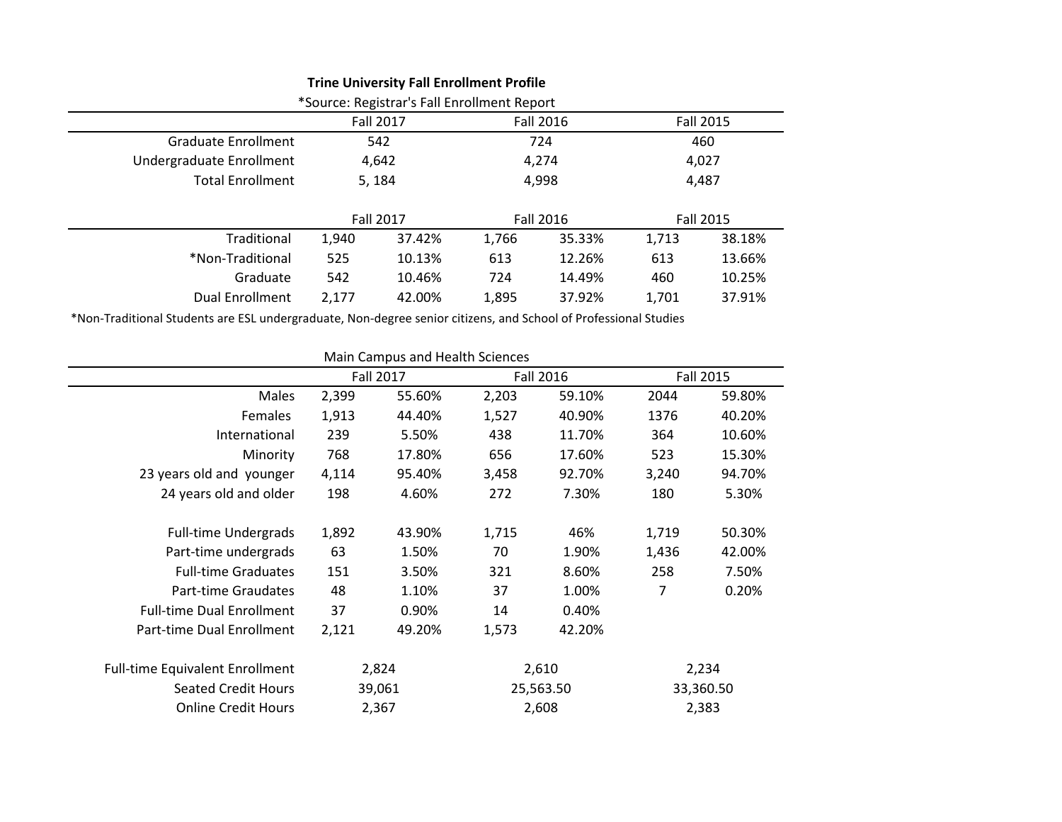**Trine University Fall Enrollment Profile**

*Source: Registrar's Fall Enrollment Report

| | Fall 2017 | Fall 2016 | Fall 2015 |
|---|---|---|---|
| Graduate Enrollment | 542 | 724 | 460 |
| Undergraduate Enrollment | 4,642 | 4,274 | 4,027 |
| Total Enrollment | 5, 184 | 4,998 | 4,487 |

| | Fall 2017 | | Fall 2016 | | Fall 2015 | |
|---|---|---|---|---|---|---|
| Traditional | 1,940 | 37.42% | 1,766 | 35.33% | 1,713 | 38.18% |
| *Non-Traditional | 525 | 10.13% | 613 | 12.26% | 613 | 13.66% |
| Graduate | 542 | 10.46% | 724 | 14.49% | 460 | 10.25% |
| Dual Enrollment | 2,177 | 42.00% | 1,895 | 37.92% | 1,701 | 37.91% |

*Non-Traditional Students are ESL undergraduate, Non-degree senior citizens, and School of Professional Studies

Main Campus and Health Sciences

| | Fall 2017 | | Fall 2016 | | Fall 2015 | |
|---|---|---|---|---|---|---|
| Males | 2,399 | 55.60% | 2,203 | 59.10% | 2044 | 59.80% |
| Females | 1,913 | 44.40% | 1,527 | 40.90% | 1376 | 40.20% |
| International | 239 | 5.50% | 438 | 11.70% | 364 | 10.60% |
| Minority | 768 | 17.80% | 656 | 17.60% | 523 | 15.30% |
| 23 years old and younger | 4,114 | 95.40% | 3,458 | 92.70% | 3,240 | 94.70% |
| 24 years old and older | 198 | 4.60% | 272 | 7.30% | 180 | 5.30% |
| | | | | | | |
| Full-time Undergrads | 1,892 | 43.90% | 1,715 | 46% | 1,719 | 50.30% |
| Part-time undergrads | 63 | 1.50% | 70 | 1.90% | 1,436 | 42.00% |
| Full-time Graduates | 151 | 3.50% | 321 | 8.60% | 258 | 7.50% |
| Part-time Graudates | 48 | 1.10% | 37 | 1.00% | 7 | 0.20% |
| Full-time Dual Enrollment | 37 | 0.90% | 14 | 0.40% | | |
| Part-time Dual Enrollment | 2,121 | 49.20% | 1,573 | 42.20% | | |
| | | | | | | |
| Full-time Equivalent Enrollment | 2,824 | | 2,610 | | 2,234 | |
| Seated Credit Hours | 39,061 | | 25,563.50 | | 33,360.50 | |
| Online Credit Hours | 2,367 | | 2,608 | | 2,383 | |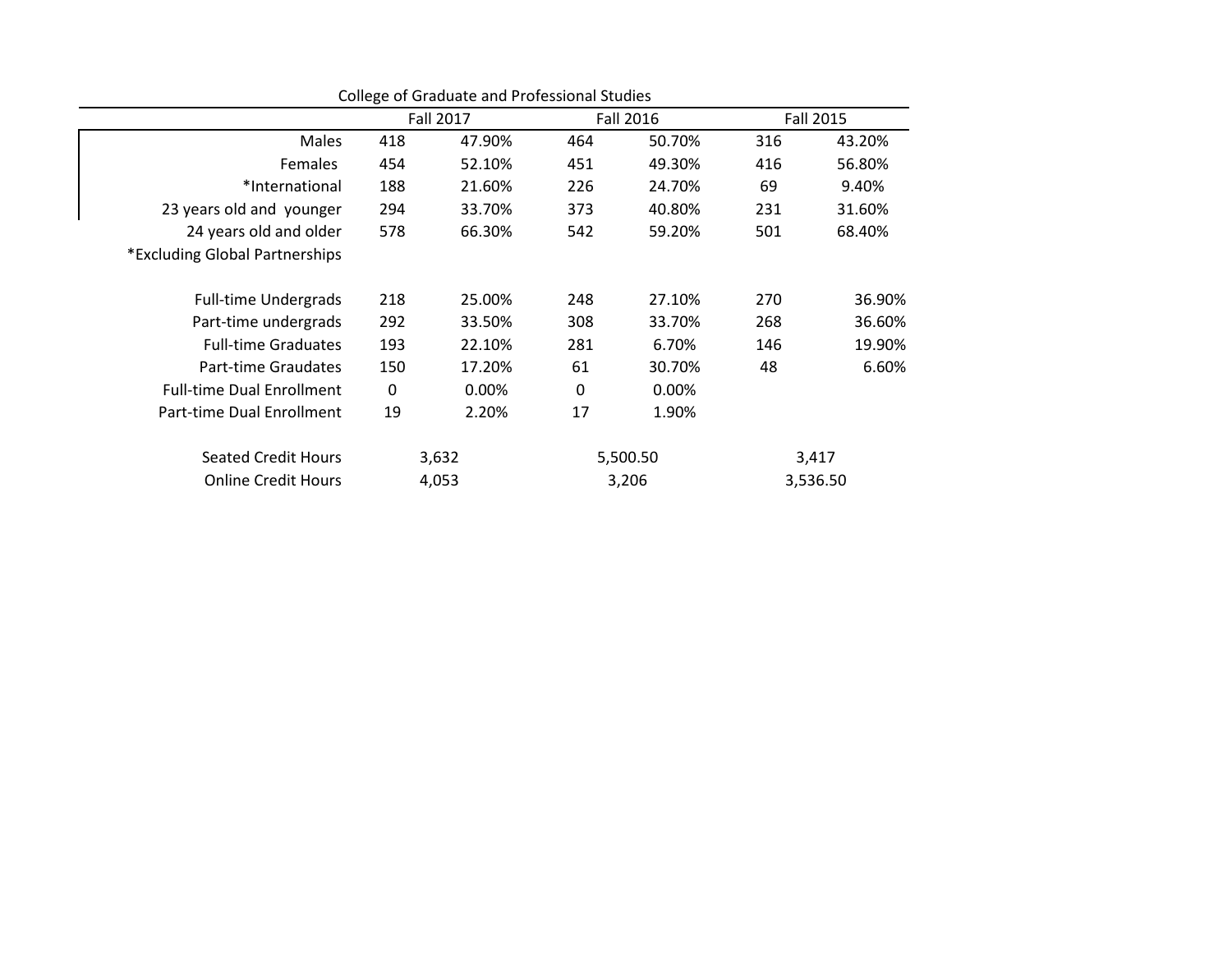College of Graduate and Professional Studies

| | Fall 2017 | | Fall 2016 | | Fall 2015 | |
|---|---|---|---|---|---|---|
| Males | 418 | 47.90% | 464 | 50.70% | 316 | 43.20% |
| Females | 454 | 52.10% | 451 | 49.30% | 416 | 56.80% |
| *International | 188 | 21.60% | 226 | 24.70% | 69 | 9.40% |
| 23 years old and younger | 294 | 33.70% | 373 | 40.80% | 231 | 31.60% |
| 24 years old and older | 578 | 66.30% | 542 | 59.20% | 501 | 68.40% |
| *Excluding Global Partnerships | | | | | | |
| | | | | | | |
| Full-time Undergrads | 218 | 25.00% | 248 | 27.10% | 270 | 36.90% |
| Part-time undergrads | 292 | 33.50% | 308 | 33.70% | 268 | 36.60% |
| Full-time Graduates | 193 | 22.10% | 281 | 6.70% | 146 | 19.90% |
| Part-time Graudates | 150 | 17.20% | 61 | 30.70% | 48 | 6.60% |
| Full-time Dual Enrollment | 0 | 0.00% | 0 | 0.00% | | |
| Part-time Dual Enrollment | 19 | 2.20% | 17 | 1.90% | | |
| | | | | | | |
| Seated Credit Hours | 3,632 | | 5,500.50 | | 3,417 | |
| Online Credit Hours | 4,053 | | 3,206 | | 3,536.50 | |